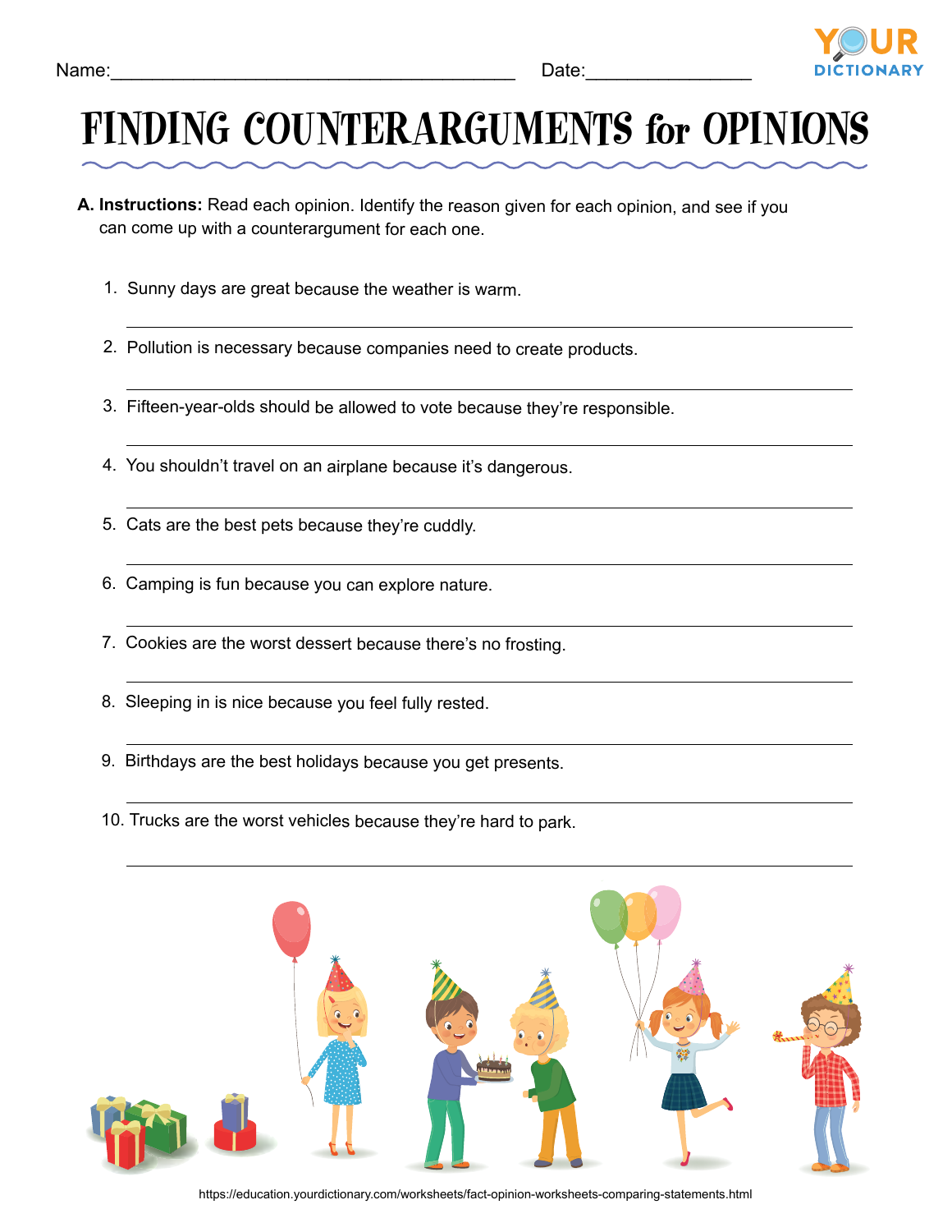Name:________________________________________ Date:________________

# FINDING COUNTERARGUMENTS for OPINIONS

**A. Instructions:** Read each opinion. Identify the reason given for each opinion, and see if you can come up with a counterargument for each one.

1. Sunny days are great because the weather is warm.

   ______________________________________________________________

2. Pollution is necessary because companies need to create products.

   ______________________________________________________________

3. Fifteen-year-olds should be allowed to vote because they're responsible.

   ______________________________________________________________

4. You shouldn't travel on an airplane because it's dangerous.

   ______________________________________________________________

5. Cats are the best pets because they're cuddly.

   ______________________________________________________________

6. Camping is fun because you can explore nature.

   ______________________________________________________________

7. Cookies are the worst dessert because there's no frosting.

   ______________________________________________________________

8. Sleeping in is nice because you feel fully rested.

   ______________________________________________________________

9. Birthdays are the best holidays because you get presents.

   ______________________________________________________________

10. Trucks are the worst vehicles because they're hard to park.

    ______________________________________________________________

https://education.yourdictionary.com/worksheets/fact-opinion-worksheets-comparing-statements.html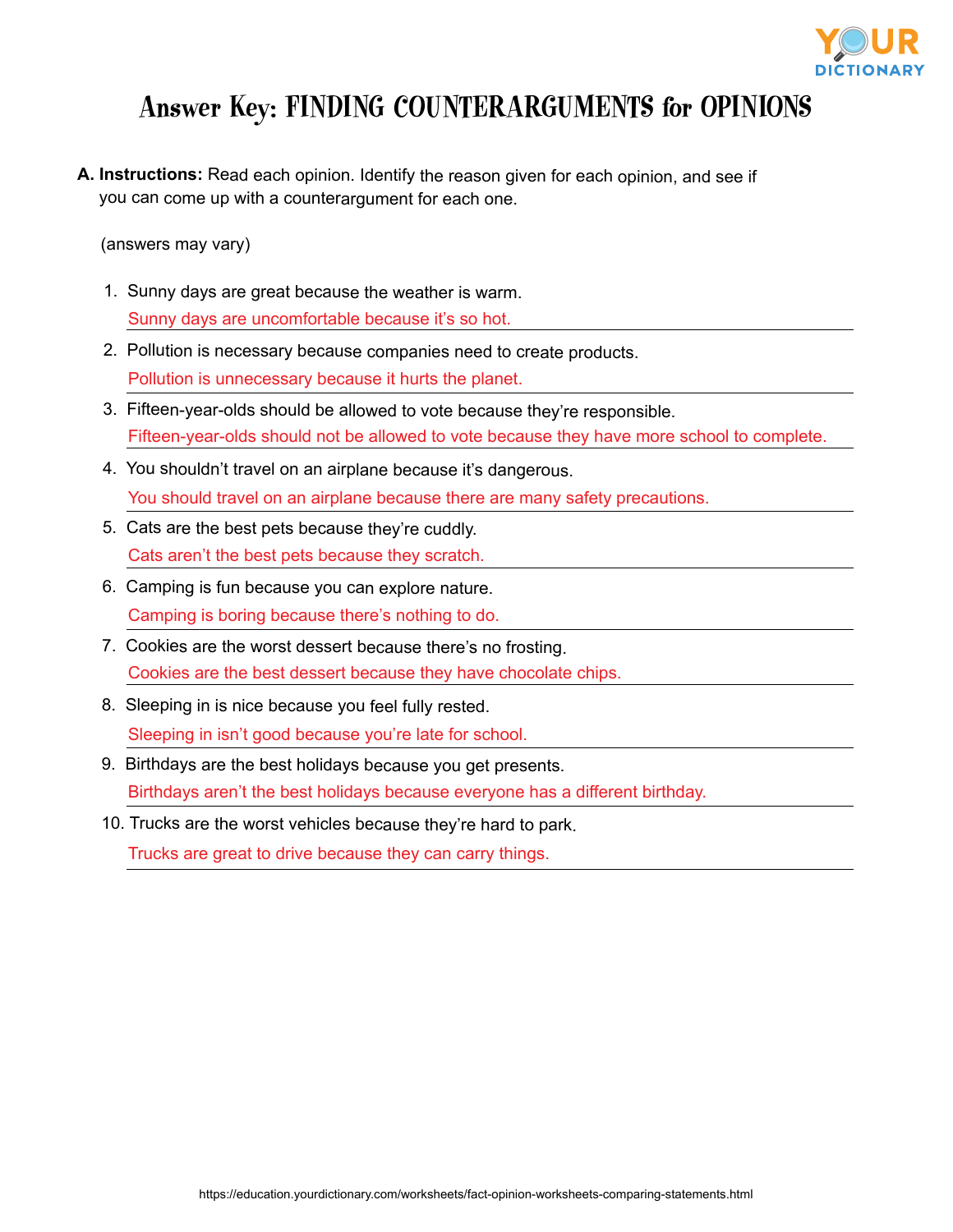# Answer Key: FINDING COUNTERARGUMENTS for OPINIONS

**A. Instructions:** Read each opinion. Identify the reason given for each opinion, and see if you can come up with a counterargument for each one.

(answers may vary)

1. Sunny days are great because the weather is warm.
   Sunny days are uncomfortable because it's so hot.
2. Pollution is necessary because companies need to create products.
   Pollution is unnecessary because it hurts the planet.
3. Fifteen-year-olds should be allowed to vote because they're responsible.
   Fifteen-year-olds should not be allowed to vote because they have more school to complete.
4. You shouldn't travel on an airplane because it's dangerous.
   You should travel on an airplane because there are many safety precautions.
5. Cats are the best pets because they're cuddly.
   Cats aren't the best pets because they scratch.
6. Camping is fun because you can explore nature.
   Camping is boring because there's nothing to do.
7. Cookies are the worst dessert because there's no frosting.
   Cookies are the best dessert because they have chocolate chips.
8. Sleeping in is nice because you feel fully rested.
   Sleeping in isn't good because you're late for school.
9. Birthdays are the best holidays because you get presents.
   Birthdays aren't the best holidays because everyone has a different birthday.
10. Trucks are the worst vehicles because they're hard to park.
    Trucks are great to drive because they can carry things.

https://education.yourdictionary.com/worksheets/fact-opinion-worksheets-comparing-statements.html